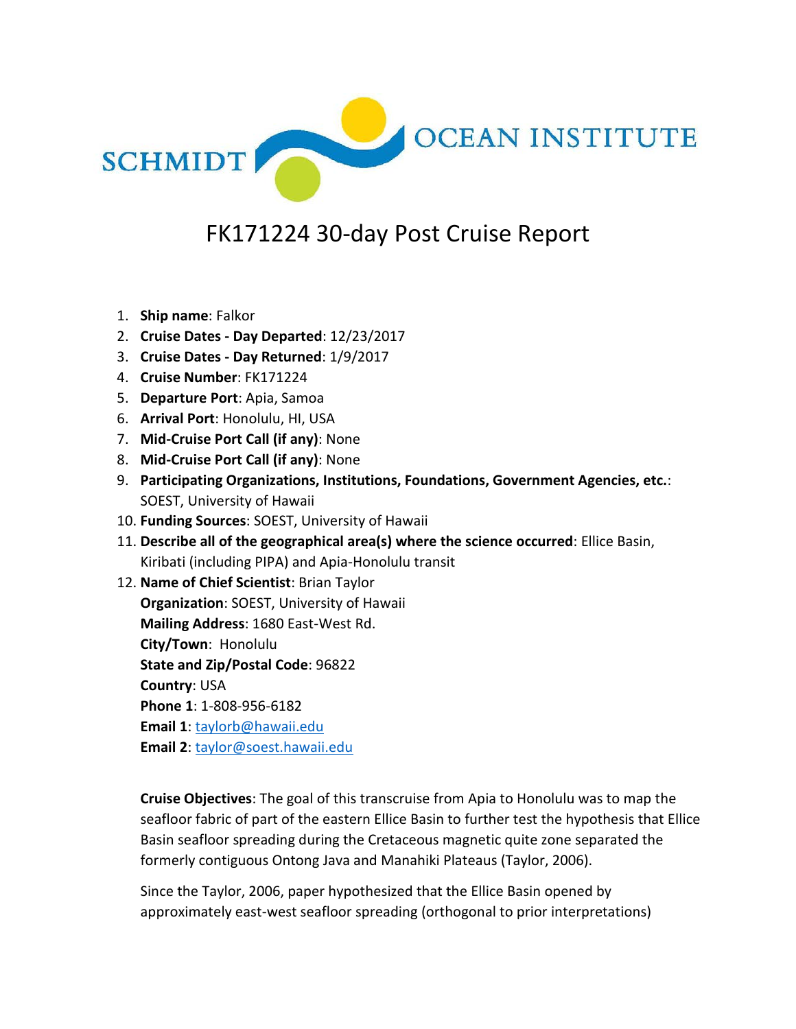SCHMIDT OCEAN INSTITUTE

# FK171224 30-day Post Cruise Report

1. **Ship name**: Falkor
2. **Cruise Dates - Day Departed**: 12/23/2017
3. **Cruise Dates - Day Returned**: 1/9/2017
4. **Cruise Number**: FK171224
5. **Departure Port**: Apia, Samoa
6. **Arrival Port**: Honolulu, HI, USA
7. **Mid-Cruise Port Call (if any)**: None
8. **Mid-Cruise Port Call (if any)**: None
9. **Participating Organizations, Institutions, Foundations, Government Agencies, etc.**: SOEST, University of Hawaii
10. **Funding Sources**: SOEST, University of Hawaii
11. **Describe all of the geographical area(s) where the science occurred**: Ellice Basin, Kiribati (including PIPA) and Apia-Honolulu transit
12. **Name of Chief Scientist**: Brian Taylor
    **Organization**: SOEST, University of Hawaii
    **Mailing Address**: 1680 East-West Rd.
    **City/Town**: Honolulu
    **State and Zip/Postal Code**: 96822
    **Country**: USA
    **Phone 1**: 1-808-956-6182
    **Email 1**: taylorb@hawaii.edu
    **Email 2**: taylor@soest.hawaii.edu

**Cruise Objectives**: The goal of this transcruise from Apia to Honolulu was to map the seafloor fabric of part of the eastern Ellice Basin to further test the hypothesis that Ellice Basin seafloor spreading during the Cretaceous magnetic quite zone separated the formerly contiguous Ontong Java and Manahiki Plateaus (Taylor, 2006).

Since the Taylor, 2006, paper hypothesized that the Ellice Basin opened by approximately east-west seafloor spreading (orthogonal to prior interpretations)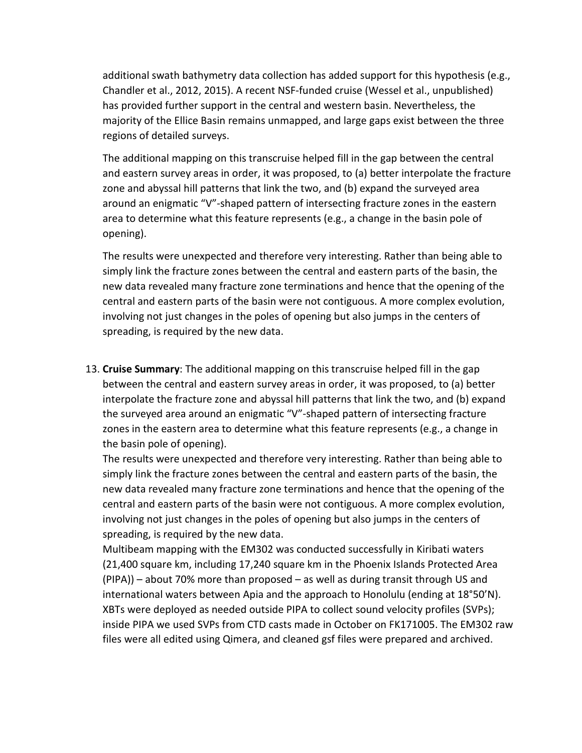additional swath bathymetry data collection has added support for this hypothesis (e.g., Chandler et al., 2012, 2015). A recent NSF-funded cruise (Wessel et al., unpublished) has provided further support in the central and western basin. Nevertheless, the majority of the Ellice Basin remains unmapped, and large gaps exist between the three regions of detailed surveys.

The additional mapping on this transcruise helped fill in the gap between the central and eastern survey areas in order, it was proposed, to (a) better interpolate the fracture zone and abyssal hill patterns that link the two, and (b) expand the surveyed area around an enigmatic "V"-shaped pattern of intersecting fracture zones in the eastern area to determine what this feature represents (e.g., a change in the basin pole of opening).

The results were unexpected and therefore very interesting. Rather than being able to simply link the fracture zones between the central and eastern parts of the basin, the new data revealed many fracture zone terminations and hence that the opening of the central and eastern parts of the basin were not contiguous. A more complex evolution, involving not just changes in the poles of opening but also jumps in the centers of spreading, is required by the new data.

13. **Cruise Summary**: The additional mapping on this transcruise helped fill in the gap between the central and eastern survey areas in order, it was proposed, to (a) better interpolate the fracture zone and abyssal hill patterns that link the two, and (b) expand the surveyed area around an enigmatic "V"-shaped pattern of intersecting fracture zones in the eastern area to determine what this feature represents (e.g., a change in the basin pole of opening).
    The results were unexpected and therefore very interesting. Rather than being able to simply link the fracture zones between the central and eastern parts of the basin, the new data revealed many fracture zone terminations and hence that the opening of the central and eastern parts of the basin were not contiguous. A more complex evolution, involving not just changes in the poles of opening but also jumps in the centers of spreading, is required by the new data.
    Multibeam mapping with the EM302 was conducted successfully in Kiribati waters (21,400 square km, including 17,240 square km in the Phoenix Islands Protected Area (PIPA)) – about 70% more than proposed – as well as during transit through US and international waters between Apia and the approach to Honolulu (ending at 18°50'N). XBTs were deployed as needed outside PIPA to collect sound velocity profiles (SVPs); inside PIPA we used SVPs from CTD casts made in October on FK171005. The EM302 raw files were all edited using Qimera, and cleaned gsf files were prepared and archived.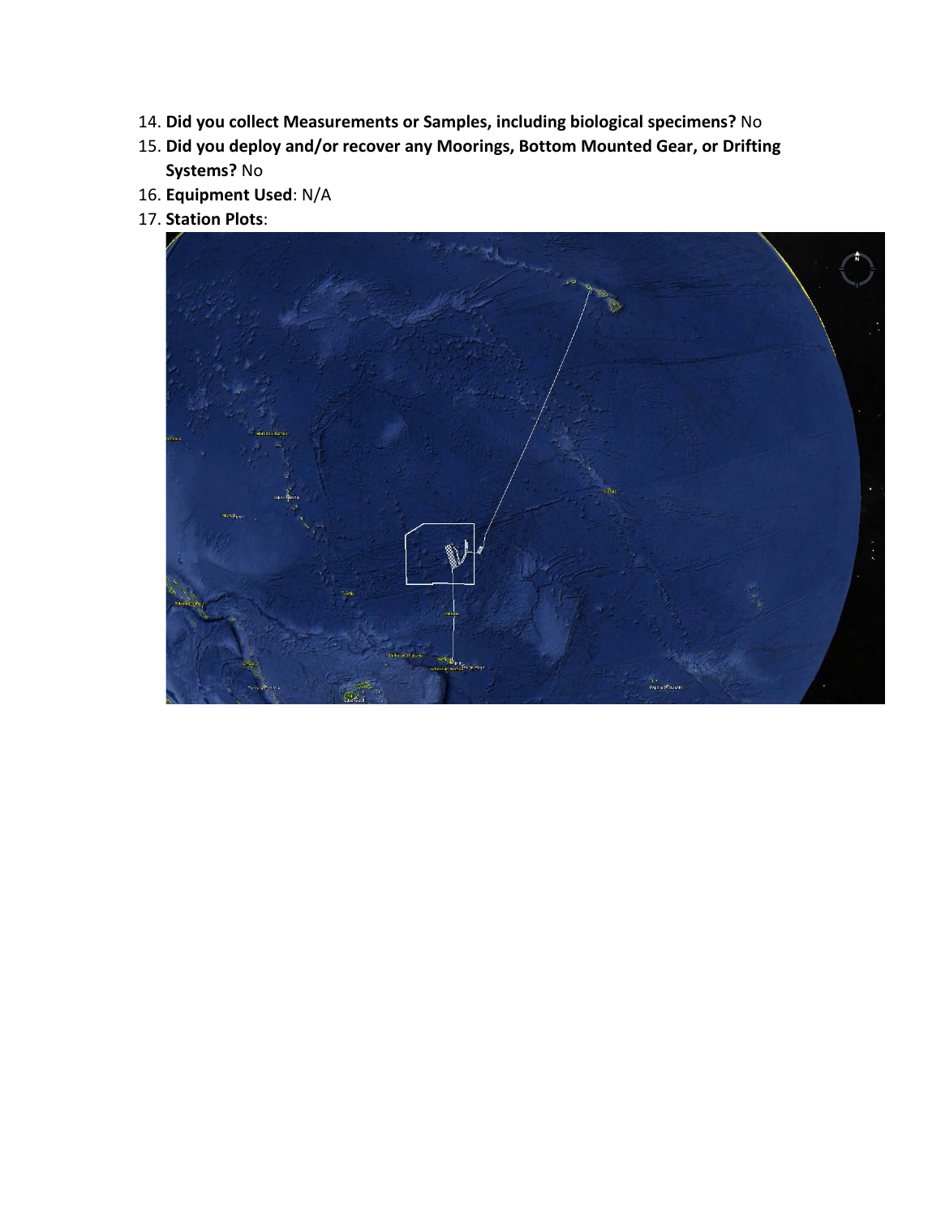14. **Did you collect Measurements or Samples, including biological specimens?** No
15. **Did you deploy and/or recover any Moorings, Bottom Mounted Gear, or Drifting Systems?** No
16. **Equipment Used**: N/A
17. **Station Plots**: